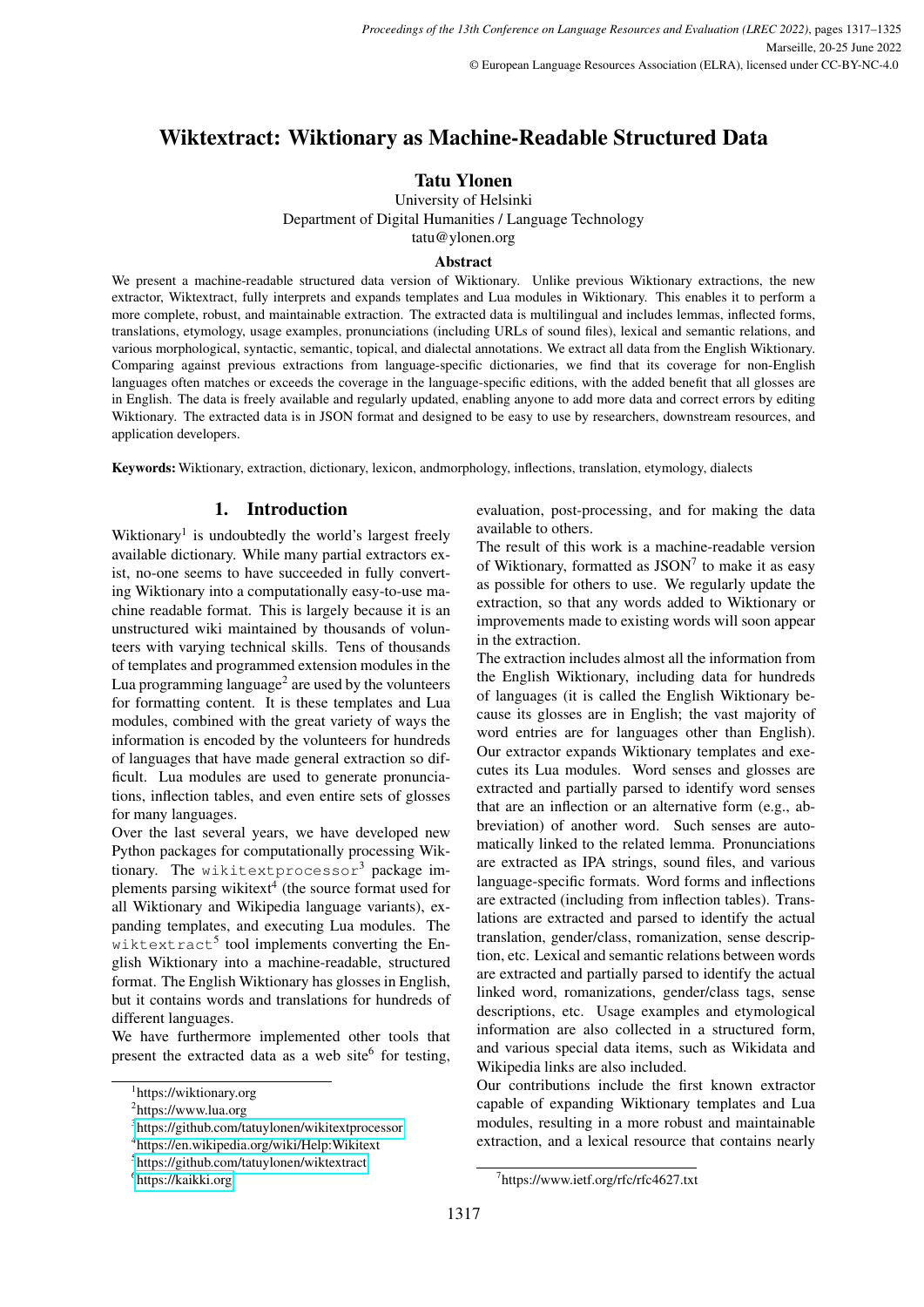# Wiktextract: Wiktionary as Machine-Readable Structured Data

**Tatu Ylonen**

University of Helsinki
Department of Digital Humanities / Language Technology
tatu@ylonen.org

### Abstract

We present a machine-readable structured data version of Wiktionary. Unlike previous Wiktionary extractions, the new extractor, Wiktextract, fully interprets and expands templates and Lua modules in Wiktionary. This enables it to perform a more complete, robust, and maintainable extraction. The extracted data is multilingual and includes lemmas, inflected forms, translations, etymology, usage examples, pronunciations (including URLs of sound files), lexical and semantic relations, and various morphological, syntactic, semantic, topical, and dialectal annotations. We extract all data from the English Wiktionary. Comparing against previous extractions from language-specific dictionaries, we find that its coverage for non-English languages often matches or exceeds the coverage in the language-specific editions, with the added benefit that all glosses are in English. The data is freely available and regularly updated, enabling anyone to add more data and correct errors by editing Wiktionary. The extracted data is in JSON format and designed to be easy to use by researchers, downstream resources, and application developers.

**Keywords:** Wiktionary, extraction, dictionary, lexicon, andmorphology, inflections, translation, etymology, dialects

## 1. Introduction

Wiktionary[1] is undoubtedly the world's largest freely available dictionary. While many partial extractors exist, no-one seems to have succeeded in fully converting Wiktionary into a computationally easy-to-use machine readable format. This is largely because it is an unstructured wiki maintained by thousands of volunteers with varying technical skills. Tens of thousands of templates and programmed extension modules in the Lua programming language[2] are used by the volunteers for formatting content. It is these templates and Lua modules, combined with the great variety of ways the information is encoded by the volunteers for hundreds of languages that have made general extraction so difficult. Lua modules are used to generate pronunciations, inflection tables, and even entire sets of glosses for many languages.

Over the last several years, we have developed new Python packages for computationally processing Wiktionary. The `wikitextprocessor`[3] package implements parsing wikitext[4] (the source format used for all Wiktionary and Wikipedia language variants), expanding templates, and executing Lua modules. The `wiktextract`[5] tool implements converting the English Wiktionary into a machine-readable, structured format. The English Wiktionary has glosses in English, but it contains words and translations for hundreds of different languages.

We have furthermore implemented other tools that present the extracted data as a web site[6] for testing, evaluation, post-processing, and for making the data available to others.

The result of this work is a machine-readable version of Wiktionary, formatted as JSON[7] to make it as easy as possible for others to use. We regularly update the extraction, so that any words added to Wiktionary or improvements made to existing words will soon appear in the extraction.

The extraction includes almost all the information from the English Wiktionary, including data for hundreds of languages (it is called the English Wiktionary because its glosses are in English; the vast majority of word entries are for languages other than English). Our extractor expands Wiktionary templates and executes its Lua modules. Word senses and glosses are extracted and partially parsed to identify word senses that are an inflection or an alternative form (e.g., abbreviation) of another word. Such senses are automatically linked to the related lemma. Pronunciations are extracted as IPA strings, sound files, and various language-specific formats. Word forms and inflections are extracted (including from inflection tables). Translations are extracted and parsed to identify the actual translation, gender/class, romanization, sense description, etc. Lexical and semantic relations between words are extracted and partially parsed to identify the actual linked word, romanizations, gender/class tags, sense descriptions, etc. Usage examples and etymological information are also collected in a structured form, and various special data items, such as Wikidata and Wikipedia links are also included.

Our contributions include the first known extractor capable of expanding Wiktionary templates and Lua modules, resulting in a more robust and maintainable extraction, and a lexical resource that contains nearly

---

[1] https://wiktionary.org
[2] https://www.lua.org
[3] https://github.com/tatuylonen/wikitextprocessor
[4] https://en.wikipedia.org/wiki/Help:Wikitext
[5] https://github.com/tatuylonen/wiktextract
[6] https://kaikki.org
[7] https://www.ietf.org/rfc/rfc4627.txt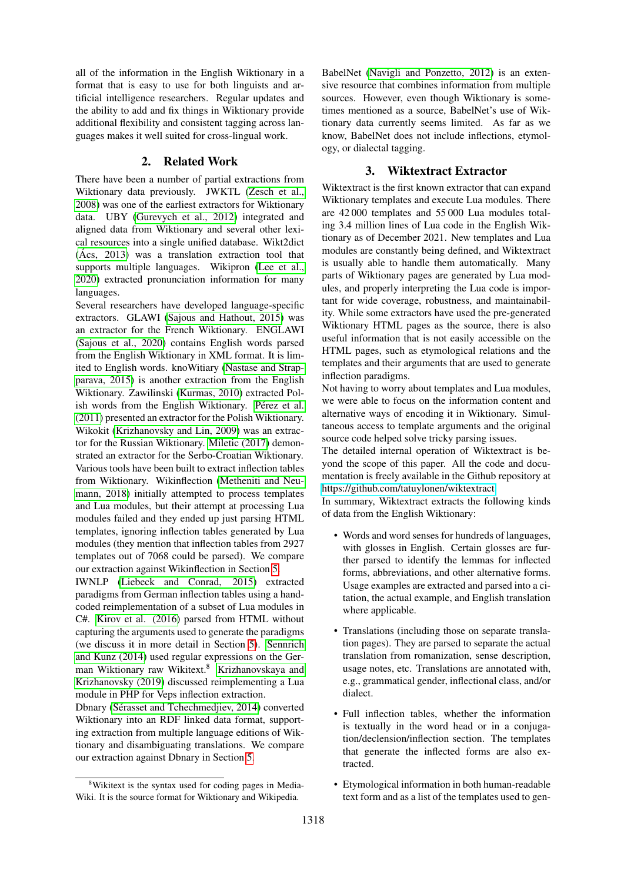all of the information in the English Wiktionary in a format that is easy to use for both linguists and artificial intelligence researchers. Regular updates and the ability to add and fix things in Wiktionary provide additional flexibility and consistent tagging across languages makes it well suited for cross-lingual work.

## 2. Related Work

There have been a number of partial extractions from Wiktionary data previously. JWKTL (Zesch et al., 2008) was one of the earliest extractors for Wiktionary data. UBY (Gurevych et al., 2012) integrated and aligned data from Wiktionary and several other lexical resources into a single unified database. Wikt2dict (Ács, 2013) was a translation extraction tool that supports multiple languages. Wikipron (Lee et al., 2020) extracted pronunciation information for many languages.

Several researchers have developed language-specific extractors. GLAWI (Sajous and Hathout, 2015) was an extractor for the French Wiktionary. ENGLAWI (Sajous et al., 2020) contains English words parsed from the English Wiktionary in XML format. It is limited to English words. knoWitiary (Nastase and Strapparava, 2015) is another extraction from the English Wiktionary. Zawilinski (Kurmas, 2010) extracted Polish words from the English Wiktionary. Pérez et al. (2011) presented an extractor for the Polish Wiktionary. Wikokit (Krizhanovsky and Lin, 2009) was an extractor for the Russian Wiktionary. Miletic (2017) demonstrated an extractor for the Serbo-Croatian Wiktionary.

Various tools have been built to extract inflection tables from Wiktionary. Wikinflection (Metheniti and Neumann, 2018) initially attempted to process templates and Lua modules, but their attempt at processing Lua modules failed and they ended up just parsing HTML templates, ignoring inflection tables generated by Lua modules (they mention that inflection tables from 2927 templates out of 7068 could be parsed). We compare our extraction against Wikinflection in Section 5.

IWNLP (Liebeck and Conrad, 2015) extracted paradigms from German inflection tables using a hand-coded reimplementation of a subset of Lua modules in C#. Kirov et al. (2016) parsed from HTML without capturing the arguments used to generate the paradigms (we discuss it in more detail in Section 5). Sennrich and Kunz (2014) used regular expressions on the German Wiktionary raw Wikitext.[8] Krizhanovskaya and Krizhanovsky (2019) discussed reimplementing a Lua module in PHP for Veps inflection extraction.

Dbnary (Sérasset and Tchechmedjiev, 2014) converted Wiktionary into an RDF linked data format, supporting extraction from multiple language editions of Wiktionary and disambiguating translations. We compare our extraction against Dbnary in Section 5.

[8]Wikitext is the syntax used for coding pages in MediaWiki. It is the source format for Wiktionary and Wikipedia.

BabelNet (Navigli and Ponzetto, 2012) is an extensive resource that combines information from multiple sources. However, even though Wiktionary is sometimes mentioned as a source, BabelNet's use of Wiktionary data currently seems limited. As far as we know, BabelNet does not include inflections, etymology, or dialectal tagging.

## 3. Wiktextract Extractor

Wiktextract is the first known extractor that can expand Wiktionary templates and execute Lua modules. There are 42 000 templates and 55 000 Lua modules totaling 3.4 million lines of Lua code in the English Wiktionary as of December 2021. New templates and Lua modules are constantly being defined, and Wiktextract is usually able to handle them automatically. Many parts of Wiktionary pages are generated by Lua modules, and properly interpreting the Lua code is important for wide coverage, robustness, and maintainability. While some extractors have used the pre-generated Wiktionary HTML pages as the source, there is also useful information that is not easily accessible on the HTML pages, such as etymological relations and the templates and their arguments that are used to generate inflection paradigms.

Not having to worry about templates and Lua modules, we were able to focus on the information content and alternative ways of encoding it in Wiktionary. Simultaneous access to template arguments and the original source code helped solve tricky parsing issues.

The detailed internal operation of Wiktextract is beyond the scope of this paper. All the code and documentation is freely available in the Github repository at https://github.com/tatuylonen/wiktextract

In summary, Wiktextract extracts the following kinds of data from the English Wiktionary:

- Words and word senses for hundreds of languages, with glosses in English. Certain glosses are further parsed to identify the lemmas for inflected forms, abbreviations, and other alternative forms. Usage examples are extracted and parsed into a citation, the actual example, and English translation where applicable.
- Translations (including those on separate translation pages). They are parsed to separate the actual translation from romanization, sense description, usage notes, etc. Translations are annotated with, e.g., grammatical gender, inflectional class, and/or dialect.
- Full inflection tables, whether the information is textually in the word head or in a conjugation/declension/inflection section. The templates that generate the inflected forms are also extracted.
- Etymological information in both human-readable text form and as a list of the templates used to gen-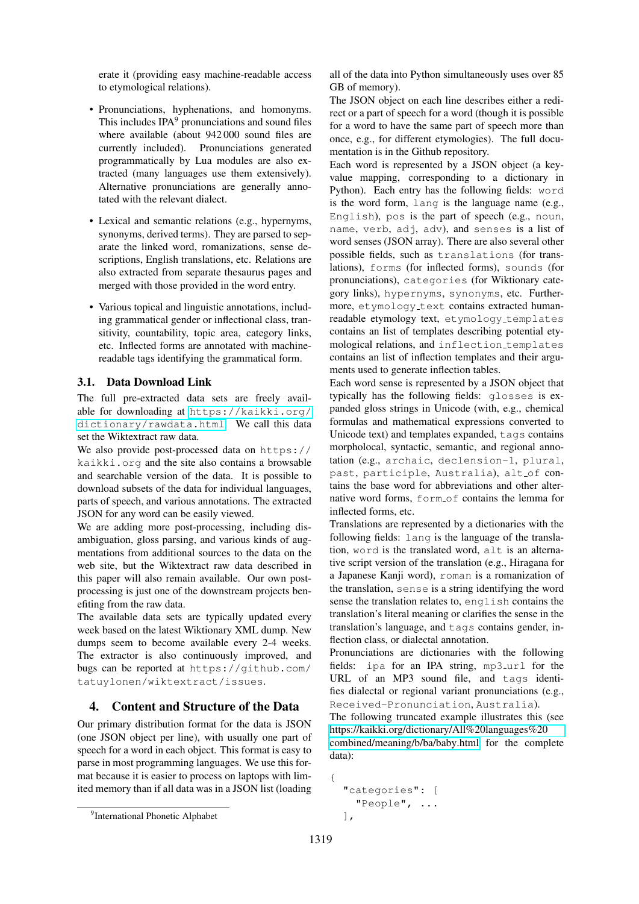erate it (providing easy machine-readable access to etymological relations).

- Pronunciations, hyphenations, and homonyms. This includes IPA[9] pronunciations and sound files where available (about 942 000 sound files are currently included). Pronunciations generated programmatically by Lua modules are also extracted (many languages use them extensively). Alternative pronunciations are generally annotated with the relevant dialect.
- Lexical and semantic relations (e.g., hypernyms, synonyms, derived terms). They are parsed to separate the linked word, romanizations, sense descriptions, English translations, etc. Relations are also extracted from separate thesaurus pages and merged with those provided in the word entry.
- Various topical and linguistic annotations, including grammatical gender or inflectional class, transitivity, countability, topic area, category links, etc. Inflected forms are annotated with machine-readable tags identifying the grammatical form.

### 3.1. Data Download Link

The full pre-extracted data sets are freely available for downloading at `https://kaikki.org/dictionary/rawdata.html`. We call this data set the Wiktextract raw data.

We also provide post-processed data on `https://kaikki.org` and the site also contains a browsable and searchable version of the data. It is possible to download subsets of the data for individual languages, parts of speech, and various annotations. The extracted JSON for any word can be easily viewed.

We are adding more post-processing, including disambiguation, gloss parsing, and various kinds of augmentations from additional sources to the data on the web site, but the Wiktextract raw data described in this paper will also remain available. Our own post-processing is just one of the downstream projects benefiting from the raw data.

The available data sets are typically updated every week based on the latest Wiktionary XML dump. New dumps seem to become available every 2-4 weeks. The extractor is also continuously improved, and bugs can be reported at `https://github.com/tatuylonen/wiktextract/issues`.

## 4. Content and Structure of the Data

Our primary distribution format for the data is JSON (one JSON object per line), with usually one part of speech for a word in each object. This format is easy to parse in most programming languages. We use this format because it is easier to process on laptops with limited memory than if all data was in a JSON list (loading all of the data into Python simultaneously uses over 85 GB of memory).

The JSON object on each line describes either a redirect or a part of speech for a word (though it is possible for a word to have the same part of speech more than once, e.g., for different etymologies). The full documentation is in the Github repository.

Each word is represented by a JSON object (a key-value mapping, corresponding to a dictionary in Python). Each entry has the following fields: `word` is the word form, `lang` is the language name (e.g., `English`), `pos` is the part of speech (e.g., `noun`, `name`, `verb`, `adj`, `adv`), and `senses` is a list of word senses (JSON array). There are also several other possible fields, such as `translations` (for translations), `forms` (for inflected forms), `sounds` (for pronunciations), `categories` (for Wiktionary category links), `hypernyms`, `synonyms`, etc. Furthermore, `etymology_text` contains extracted human-readable etymology text, `etymology_templates` contains an list of templates describing potential etymological relations, and `inflection_templates` contains an list of inflection templates and their arguments used to generate inflection tables.

Each word sense is represented by a JSON object that typically has the following fields: `glosses` is expanded gloss strings in Unicode (with, e.g., chemical formulas and mathematical expressions converted to Unicode text) and templates expanded, `tags` contains morphological, syntactic, semantic, and regional annotation (e.g., `archaic`, `declension-1`, `plural`, `past`, `participle`, `Australia`), `alt_of` contains the base word for abbreviations and other alternative word forms, `form_of` contains the lemma for inflected forms, etc.

Translations are represented by a dictionaries with the following fields: `lang` is the language of the translation, `word` is the translated word, `alt` is an alternative script version of the translation (e.g., Hiragana for a Japanese Kanji word), `roman` is a romanization of the translation, `sense` is a string identifying the word sense the translation relates to, `english` contains the translation's literal meaning or clarifies the sense in the translation's language, and `tags` contains gender, inflection class, or dialectal annotation.

Pronunciations are dictionaries with the following fields: `ipa` for an IPA string, `mp3_url` for the URL of an MP3 sound file, and `tags` identifies dialectal or regional variant pronunciations (e.g., `Received-Pronunciation`, `Australia`).

The following truncated example illustrates this (see https://kaikki.org/dictionary/All%20languages%20combined/meaning/b/ba/baby.html for the complete data):

```
{
  "categories": [
    "People", ...
  ],
```

[9] International Phonetic Alphabet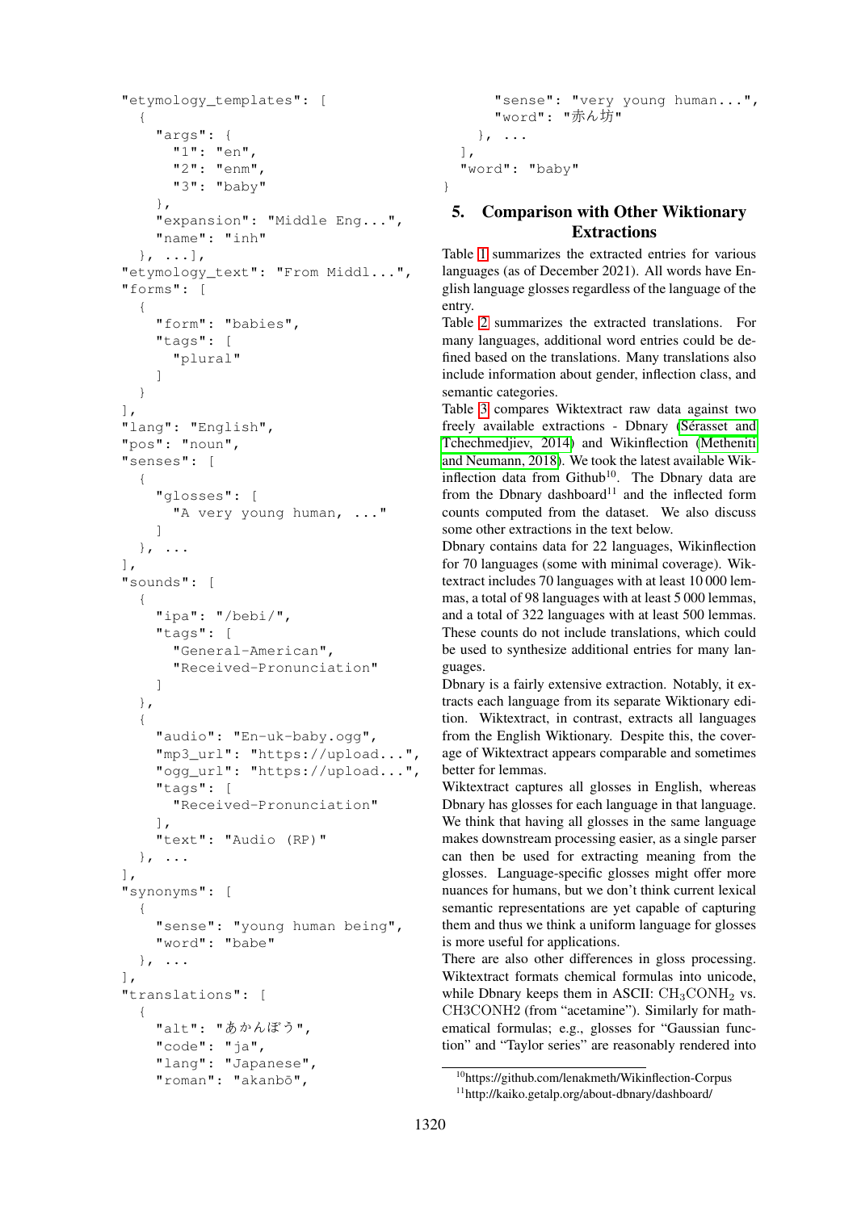```
"etymology_templates": [
  {
    "args": {
      "1": "en",
      "2": "enm",
      "3": "baby"
    },
    "expansion": "Middle Eng...",
    "name": "inh"
  }, ...],
"etymology_text": "From Middl...",
"forms": [
  {
    "form": "babies",
    "tags": [
      "plural"
    ]
  }
],
"lang": "English",
"pos": "noun",
"senses": [
  {
    "glosses": [
      "A very young human, ..."
    ]
  }, ...
],
"sounds": [
  {
    "ipa": "/bebi/",
    "tags": [
      "General-American",
      "Received-Pronunciation"
    ]
  },
  {
    "audio": "En-uk-baby.ogg",
    "mp3_url": "https://upload...",
    "ogg_url": "https://upload...",
    "tags": [
      "Received-Pronunciation"
    ],
    "text": "Audio (RP)"
  }, ...
],
"synonyms": [
  {
    "sense": "young human being",
    "word": "babe"
  }, ...
],
"translations": [
  {
    "alt": "あかんぼう",
    "code": "ja",
    "lang": "Japanese",
    "roman": "akanbō",
    "sense": "very young human...",
    "word": "赤ん坊"
  }, ...
],
"word": "baby"
}
```

## 5. Comparison with Other Wiktionary Extractions

Table 1 summarizes the extracted entries for various languages (as of December 2021). All words have English language glosses regardless of the language of the entry.

Table 2 summarizes the extracted translations. For many languages, additional word entries could be defined based on the translations. Many translations also include information about gender, inflection class, and semantic categories.

Table 3 compares Wiktextract raw data against two freely available extractions - Dbnary (Sérasset and Tchechmedjiev, 2014) and Wikinflection (Metheniti and Neumann, 2018). We took the latest available Wikinflection data from Github[10]. The Dbnary data are from the Dbnary dashboard[11] and the inflected form counts computed from the dataset. We also discuss some other extractions in the text below.

Dbnary contains data for 22 languages, Wikinflection for 70 languages (some with minimal coverage). Wiktextract includes 70 languages with at least 10 000 lemmas, a total of 98 languages with at least 5 000 lemmas, and a total of 322 languages with at least 500 lemmas. These counts do not include translations, which could be used to synthesize additional entries for many languages.

Dbnary is a fairly extensive extraction. Notably, it extracts each language from its separate Wiktionary edition. Wiktextract, in contrast, extracts all languages from the English Wiktionary. Despite this, the coverage of Wiktextract appears comparable and sometimes better for lemmas.

Wiktextract captures all glosses in English, whereas Dbnary has glosses for each language in that language. We think that having all glosses in the same language makes downstream processing easier, as a single parser can then be used for extracting meaning from the glosses. Language-specific glosses might offer more nuances for humans, but we don't think current lexical semantic representations are yet capable of capturing them and thus we think a uniform language for glosses is more useful for applications.

There are also other differences in gloss processing. Wiktextract formats chemical formulas into unicode, while Dbnary keeps them in ASCII: $CH_3CONH_2$ vs. CH3CONH2 (from "acetamine"). Similarly for mathematical formulas; e.g., glosses for "Gaussian function" and "Taylor series" are reasonably rendered into

[10] https://github.com/lenakmeth/Wikinflection-Corpus

[11] http://kaiko.getalp.org/about-dbnary/dashboard/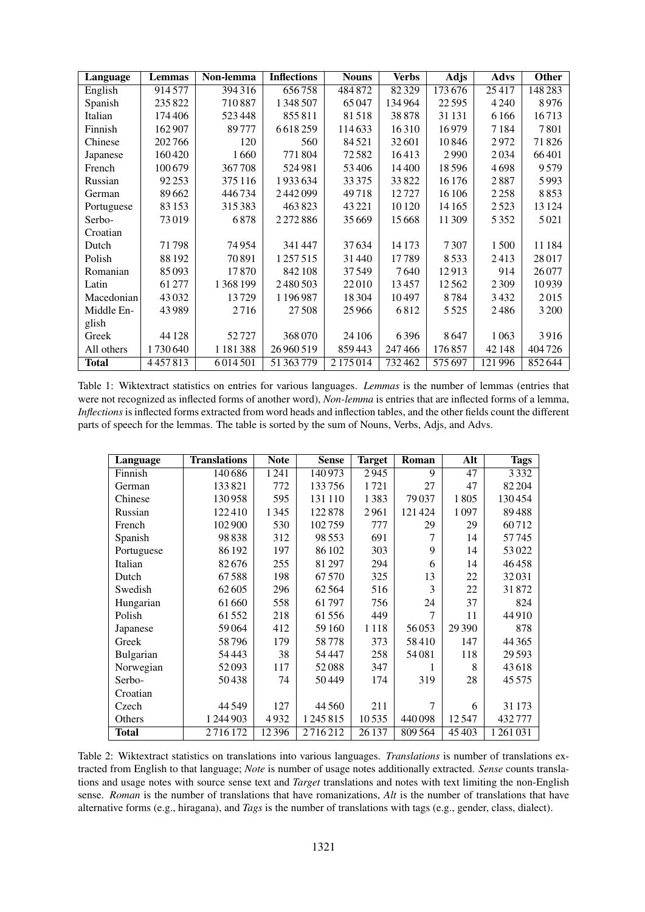| Language | Lemmas | Non-lemma | Inflections | Nouns | Verbs | Adjs | Advs | Other |
|---|---|---|---|---|---|---|---|---|
| English | 914 577 | 394 316 | 656 758 | 484 872 | 82 329 | 173 676 | 25 417 | 148 283 |
| Spanish | 235 822 | 710 887 | 1 348 507 | 65 047 | 134 964 | 22 595 | 4 240 | 8 976 |
| Italian | 174 406 | 523 448 | 855 811 | 81 518 | 38 878 | 31 131 | 6 166 | 16 713 |
| Finnish | 162 907 | 89 777 | 6 618 259 | 114 633 | 16 310 | 16 979 | 7 184 | 7 801 |
| Chinese | 202 766 | 120 | 560 | 84 521 | 32 601 | 10 846 | 2 972 | 71 826 |
| Japanese | 160 420 | 1 660 | 771 804 | 72 582 | 16 413 | 2 990 | 2 034 | 66 401 |
| French | 100 679 | 367 708 | 524 981 | 53 406 | 14 400 | 18 596 | 4 698 | 9 579 |
| Russian | 92 253 | 375 116 | 1 933 634 | 33 375 | 33 822 | 16 176 | 2 887 | 5 993 |
| German | 89 662 | 446 734 | 2 442 099 | 49 718 | 12 727 | 16 106 | 2 258 | 8 853 |
| Portuguese | 83 153 | 315 383 | 463 823 | 43 221 | 10 120 | 14 165 | 2 523 | 13 124 |
| Serbo-Croatian | 73 019 | 6 878 | 2 272 886 | 35 669 | 15 668 | 11 309 | 5 352 | 5 021 |
| Dutch | 71 798 | 74 954 | 341 447 | 37 634 | 14 173 | 7 307 | 1 500 | 11 184 |
| Polish | 88 192 | 70 891 | 1 257 515 | 31 440 | 17 789 | 8 533 | 2 413 | 28 017 |
| Romanian | 85 093 | 17 870 | 842 108 | 37 549 | 7 640 | 12 913 | 914 | 26 077 |
| Latin | 61 277 | 1 368 199 | 2 480 503 | 22 010 | 13 457 | 12 562 | 2 309 | 10 939 |
| Macedonian | 43 032 | 13 729 | 1 196 987 | 18 304 | 10 497 | 8 784 | 3 432 | 2 015 |
| Middle English | 43 989 | 2 716 | 27 508 | 25 966 | 6 812 | 5 525 | 2 486 | 3 200 |
| Greek | 44 128 | 52 727 | 368 070 | 24 106 | 6 396 | 8 647 | 1 063 | 3 916 |
| All others | 1 730 640 | 1 181 388 | 26 960 519 | 859 443 | 247 466 | 176 857 | 42 148 | 404 726 |
| **Total** | 4 457 813 | 6 014 501 | 51 363 779 | 2 175 014 | 732 462 | 575 697 | 121 996 | 852 644 |

Table 1: Wiktextract statistics on entries for various languages. *Lemmas* is the number of lemmas (entries that were not recognized as inflected forms of another word), *Non-lemma* is entries that are inflected forms of a lemma, *Inflections* is inflected forms extracted from word heads and inflection tables, and the other fields count the different parts of speech for the lemmas. The table is sorted by the sum of Nouns, Verbs, Adjs, and Advs.

| Language | Translations | Note | Sense | Target | Roman | Alt | Tags |
|---|---|---|---|---|---|---|---|
| Finnish | 140 686 | 1 241 | 140 973 | 2 945 | 9 | 47 | 3 332 |
| German | 133 821 | 772 | 133 756 | 1 721 | 27 | 47 | 82 204 |
| Chinese | 130 958 | 595 | 131 110 | 1 383 | 79 037 | 1 805 | 130 454 |
| Russian | 122 410 | 1 345 | 122 878 | 2 961 | 121 424 | 1 097 | 89 488 |
| French | 102 900 | 530 | 102 759 | 777 | 29 | 29 | 60 712 |
| Spanish | 98 838 | 312 | 98 553 | 691 | 7 | 14 | 57 745 |
| Portuguese | 86 192 | 197 | 86 102 | 303 | 9 | 14 | 53 022 |
| Italian | 82 676 | 255 | 81 297 | 294 | 6 | 14 | 46 458 |
| Dutch | 67 588 | 198 | 67 570 | 325 | 13 | 22 | 32 031 |
| Swedish | 62 605 | 296 | 62 564 | 516 | 3 | 22 | 31 872 |
| Hungarian | 61 660 | 558 | 61 797 | 756 | 24 | 37 | 824 |
| Polish | 61 552 | 218 | 61 556 | 449 | 7 | 11 | 44 910 |
| Japanese | 59 064 | 412 | 59 160 | 1 118 | 56 053 | 29 390 | 878 |
| Greek | 58 796 | 179 | 58 778 | 373 | 58 410 | 147 | 44 365 |
| Bulgarian | 54 443 | 38 | 54 447 | 258 | 54 081 | 118 | 29 593 |
| Norwegian | 52 093 | 117 | 52 088 | 347 | 1 | 8 | 43 618 |
| Serbo-Croatian | 50 438 | 74 | 50 449 | 174 | 319 | 28 | 45 575 |
| Czech | 44 549 | 127 | 44 560 | 211 | 7 | 6 | 31 173 |
| Others | 1 244 903 | 4 932 | 1 245 815 | 10 535 | 440 098 | 12 547 | 432 777 |
| **Total** | 2 716 172 | 12 396 | 2 716 212 | 26 137 | 809 564 | 45 403 | 1 261 031 |

Table 2: Wiktextract statistics on translations into various languages. *Translations* is number of translations extracted from English to that language; *Note* is number of usage notes additionally extracted. *Sense* counts translations and usage notes with source sense text and *Target* translations and notes with text limiting the non-English sense. *Roman* is the number of translations that have romanizations, *Alt* is the number of translations that have alternative forms (e.g., hiragana), and *Tags* is the number of translations with tags (e.g., gender, class, dialect).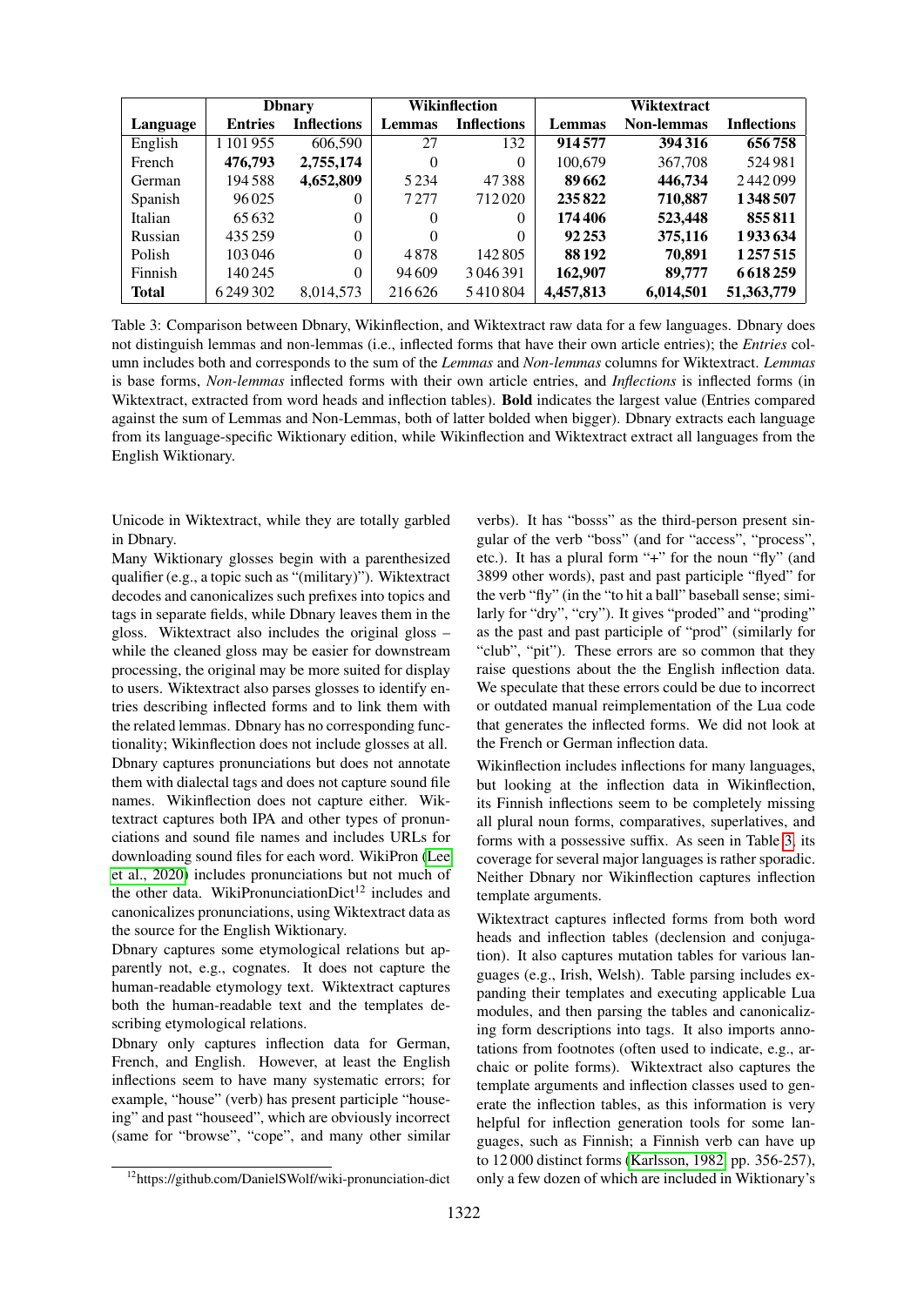| | Dbnary | | Wikinflection | | Wiktextract | | |
|---|---|---|---|---|---|---|---|
| **Language** | **Entries** | **Inflections** | **Lemmas** | **Inflections** | **Lemmas** | **Non-lemmas** | **Inflections** |
| English | 1 101 955 | 606,590 | 27 | 132 | **914 577** | **394 316** | **656 758** |
| French | **476,793** | **2,755,174** | 0 | 0 | 100,679 | 367,708 | 524 981 |
| German | 194 588 | **4,652,809** | 5 234 | 47 388 | **89 662** | **446,734** | 2 442 099 |
| Spanish | 96 025 | 0 | 7 277 | 712 020 | **235 822** | **710,887** | **1 348 507** |
| Italian | 65 632 | 0 | 0 | 0 | **174 406** | **523,448** | **855 811** |
| Russian | 435 259 | 0 | 0 | 0 | **92 253** | **375,116** | **1 933 634** |
| Polish | 103 046 | 0 | 4 878 | 142 805 | **88 192** | **70,891** | **1 257 515** |
| Finnish | 140 245 | 0 | 94 609 | 3 046 391 | **162,907** | **89,777** | **6 618 259** |
| **Total** | 6 249 302 | 8,014,573 | 216 626 | 5 410 804 | **4,457,813** | **6,014,501** | **51,363,779** |

Table 3: Comparison between Dbnary, Wikinflection, and Wiktextract raw data for a few languages. Dbnary does not distinguish lemmas and non-lemmas (i.e., inflected forms that have their own article entries); the *Entries* column includes both and corresponds to the sum of the *Lemmas* and *Non-lemmas* columns for Wiktextract. *Lemmas* is base forms, *Non-lemmas* inflected forms with their own article entries, and *Inflections* is inflected forms (in Wiktextract, extracted from word heads and inflection tables). **Bold** indicates the largest value (Entries compared against the sum of Lemmas and Non-Lemmas, both of latter bolded when bigger). Dbnary extracts each language from its language-specific Wiktionary edition, while Wikinflection and Wiktextract extract all languages from the English Wiktionary.

Unicode in Wiktextract, while they are totally garbled in Dbnary.

Many Wiktionary glosses begin with a parenthesized qualifier (e.g., a topic such as "(military)"). Wiktextract decodes and canonicalizes such prefixes into topics and tags in separate fields, while Dbnary leaves them in the gloss. Wiktextract also includes the original gloss – while the cleaned gloss may be easier for downstream processing, the original may be more suited for display to users. Wiktextract also parses glosses to identify entries describing inflected forms and to link them with the related lemmas. Dbnary has no corresponding functionality; Wikinflection does not include glosses at all.

Dbnary captures pronunciations but does not annotate them with dialectal tags and does not capture sound file names. Wikinflection does not capture either. Wiktextract captures both IPA and other types of pronunciations and sound file names and includes URLs for downloading sound files for each word. WikiPron (Lee et al., 2020) includes pronunciations but not much of the other data. WikiPronunciationDict[12] includes and canonicalizes pronunciations, using Wiktextract data as the source for the English Wiktionary.

Dbnary captures some etymological relations but apparently not, e.g., cognates. It does not capture the human-readable etymology text. Wiktextract captures both the human-readable text and the templates describing etymological relations.

Dbnary only captures inflection data for German, French, and English. However, at least the English inflections seem to have many systematic errors; for example, "house" (verb) has present participle "houseing" and past "houseed", which are obviously incorrect (same for "browse", "cope", and many other similar verbs). It has "bosss" as the third-person present singular of the verb "boss" (and for "access", "process", etc.). It has a plural form "+" for the noun "fly" (and 3899 other words), past and past participle "flyed" for the verb "fly" (in the "to hit a ball" baseball sense; similarly for "dry", "cry"). It gives "proded" and "proding" as the past and past participle of "prod" (similarly for "club", "pit"). These errors are so common that they raise questions about the the English inflection data. We speculate that these errors could be due to incorrect or outdated manual reimplementation of the Lua code that generates the inflected forms. We did not look at the French or German inflection data.

Wikinflection includes inflections for many languages, but looking at the inflection data in Wikinflection, its Finnish inflections seem to be completely missing all plural noun forms, comparatives, superlatives, and forms with a possessive suffix. As seen in Table 3, its coverage for several major languages is rather sporadic. Neither Dbnary nor Wikinflection captures inflection template arguments.

Wiktextract captures inflected forms from both word heads and inflection tables (declension and conjugation). It also captures mutation tables for various languages (e.g., Irish, Welsh). Table parsing includes expanding their templates and executing applicable Lua modules, and then parsing the tables and canonicalizing form descriptions into tags. It also imports annotations from footnotes (often used to indicate, e.g., archaic or polite forms). Wiktextract also captures the template arguments and inflection classes used to generate the inflection tables, as this information is very helpful for inflection generation tools for some languages, such as Finnish; a Finnish verb can have up to 12 000 distinct forms (Karlsson, 1982, pp. 356-257), only a few dozen of which are included in Wiktionary's

[12] https://github.com/DanielSWolf/wiki-pronunciation-dict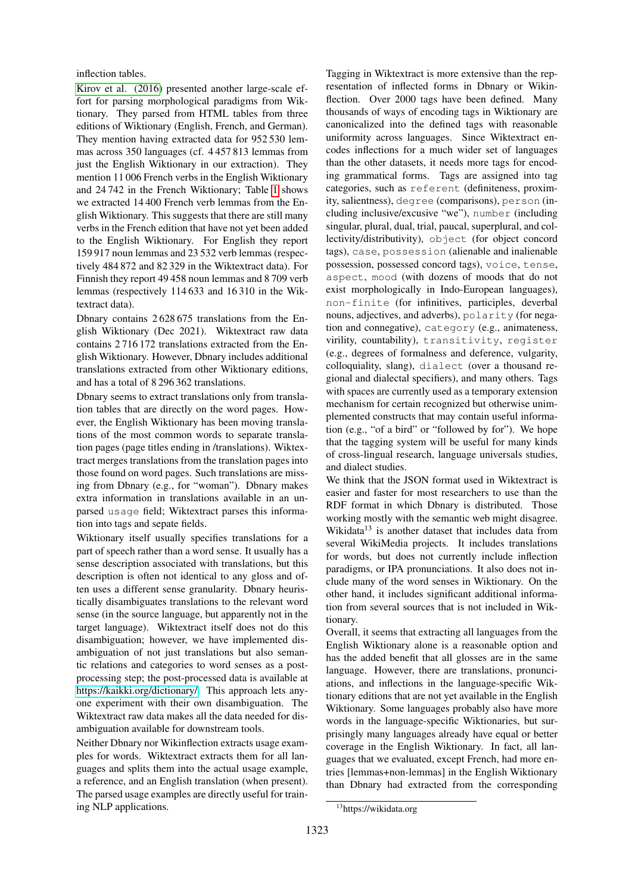inflection tables.

Kirov et al. (2016) presented another large-scale effort for parsing morphological paradigms from Wiktionary. They parsed from HTML tables from three editions of Wiktionary (English, French, and German). They mention having extracted data for 952 530 lemmas across 350 languages (cf. 4 457 813 lemmas from just the English Wiktionary in our extraction). They mention 11 006 French verbs in the English Wiktionary and 24 742 in the French Wiktionary; Table 1 shows we extracted 14 400 French verb lemmas from the English Wiktionary. This suggests that there are still many verbs in the French edition that have not yet been added to the English Wiktionary. For English they report 159 917 noun lemmas and 23 532 verb lemmas (respectively 484 872 and 82 329 in the Wiktextract data). For Finnish they report 49 458 noun lemmas and 8 709 verb lemmas (respectively 114 633 and 16 310 in the Wiktextract data).

Dbnary contains 2 628 675 translations from the English Wiktionary (Dec 2021). Wiktextract raw data contains 2 716 172 translations extracted from the English Wiktionary. However, Dbnary includes additional translations extracted from other Wiktionary editions, and has a total of 8 296 362 translations.

Dbnary seems to extract translations only from translation tables that are directly on the word pages. However, the English Wiktionary has been moving translations of the most common words to separate translation pages (page titles ending in /translations). Wiktextract merges translations from the translation pages into those found on word pages. Such translations are missing from Dbnary (e.g., for "woman"). Dbnary makes extra information in translations available in an unparsed `usage` field; Wiktextract parses this information into tags and sepate fields.

Wiktionary itself usually specifies translations for a part of speech rather than a word sense. It usually has a sense description associated with translations, but this description is often not identical to any gloss and often uses a different sense granularity. Dbnary heuristically disambiguates translations to the relevant word sense (in the source language, but apparently not in the target language). Wiktextract itself does not do this disambiguation; however, we have implemented disambiguation of not just translations but also semantic relations and categories to word senses as a post-processing step; the post-processed data is available at https://kaikki.org/dictionary/. This approach lets anyone experiment with their own disambiguation. The Wiktextract raw data makes all the data needed for disambiguation available for downstream tools.

Neither Dbnary nor Wikinflection extracts usage examples for words. Wiktextract extracts them for all languages and splits them into the actual usage example, a reference, and an English translation (when present). The parsed usage examples are directly useful for training NLP applications.

Tagging in Wiktextract is more extensive than the representation of inflected forms in Dbnary or Wikinflection. Over 2000 tags have been defined. Many thousands of ways of encoding tags in Wiktionary are canonicalized into the defined tags with reasonable uniformity across languages. Since Wiktextract encodes inflections for a much wider set of languages than the other datasets, it needs more tags for encoding grammatical forms. Tags are assigned into tag categories, such as `referent` (definiteness, proximity, salientness), `degree` (comparisons), `person` (including inclusive/excusive "we"), `number` (including singular, plural, dual, trial, paucal, superplural, and collectivity/distributivity), `object` (for object concord tags), `case`, `possession` (alienable and inalienable possession, possessed concord tags), `voice`, `tense`, `aspect`, `mood` (with dozens of moods that do not exist morphologically in Indo-European languages), `non-finite` (for infinitives, participles, deverbal nouns, adjectives, and adverbs), `polarity` (for negation and connegative), `category` (e.g., animateness, virility, countability), `transitivity`, `register` (e.g., degrees of formalness and deference, vulgarity, colloquiality, slang), `dialect` (over a thousand regional and dialectal specifiers), and many others. Tags with spaces are currently used as a temporary extension mechanism for certain recognized but otherwise unimplemented constructs that may contain useful information (e.g., "of a bird" or "followed by for"). We hope that the tagging system will be useful for many kinds of cross-lingual research, language universals studies, and dialect studies.

We think that the JSON format used in Wiktextract is easier and faster for most researchers to use than the RDF format in which Dbnary is distributed. Those working mostly with the semantic web might disagree. Wikidata[13] is another dataset that includes data from several WikiMedia projects. It includes translations for words, but does not currently include inflection paradigms, or IPA pronunciations. It also does not include many of the word senses in Wiktionary. On the other hand, it includes significant additional information from several sources that is not included in Wiktionary.

Overall, it seems that extracting all languages from the English Wiktionary alone is a reasonable option and has the added benefit that all glosses are in the same language. However, there are translations, pronunciations, and inflections in the language-specific Wiktionary editions that are not yet available in the English Wiktionary. Some languages probably also have more words in the language-specific Wiktionaries, but surprisingly many languages already have equal or better coverage in the English Wiktionary. In fact, all languages that we evaluated, except French, had more entries [lemmas+non-lemmas] in the English Wiktionary than Dbnary had extracted from the corresponding

[13] https://wikidata.org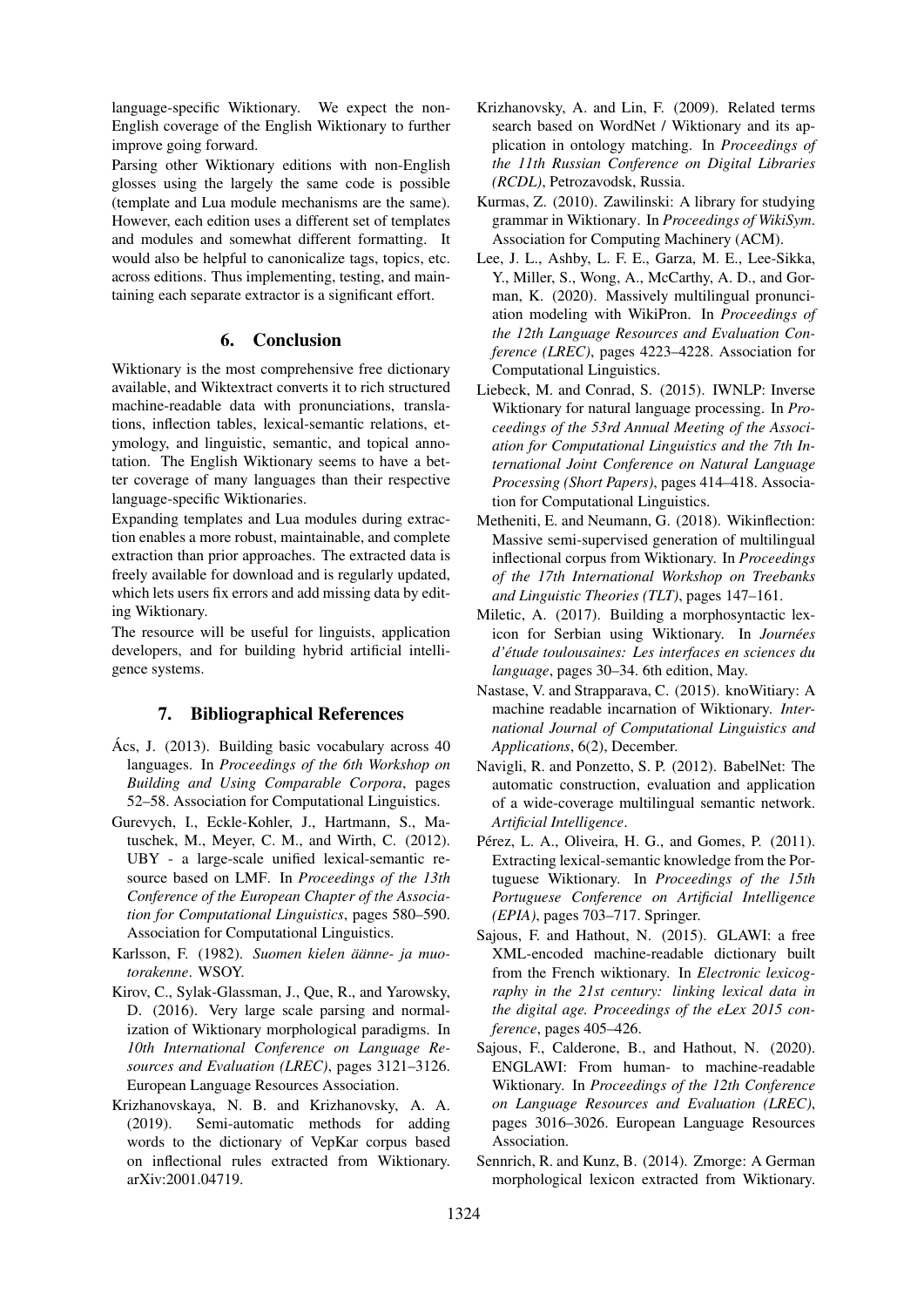language-specific Wiktionary. We expect the non-English coverage of the English Wiktionary to further improve going forward.

Parsing other Wiktionary editions with non-English glosses using the largely the same code is possible (template and Lua module mechanisms are the same). However, each edition uses a different set of templates and modules and somewhat different formatting. It would also be helpful to canonicalize tags, topics, etc. across editions. Thus implementing, testing, and maintaining each separate extractor is a significant effort.

## 6. Conclusion

Wiktionary is the most comprehensive free dictionary available, and Wiktextract converts it to rich structured machine-readable data with pronunciations, translations, inflection tables, lexical-semantic relations, etymology, and linguistic, semantic, and topical annotation. The English Wiktionary seems to have a better coverage of many languages than their respective language-specific Wiktionaries.

Expanding templates and Lua modules during extraction enables a more robust, maintainable, and complete extraction than prior approaches. The extracted data is freely available for download and is regularly updated, which lets users fix errors and add missing data by editing Wiktionary.

The resource will be useful for linguists, application developers, and for building hybrid artificial intelligence systems.

## 7. Bibliographical References

Ács, J. (2013). Building basic vocabulary across 40 languages. In *Proceedings of the 6th Workshop on Building and Using Comparable Corpora*, pages 52–58. Association for Computational Linguistics.

Gurevych, I., Eckle-Kohler, J., Hartmann, S., Matuschek, M., Meyer, C. M., and Wirth, C. (2012). UBY - a large-scale unified lexical-semantic resource based on LMF. In *Proceedings of the 13th Conference of the European Chapter of the Association for Computational Linguistics*, pages 580–590. Association for Computational Linguistics.

Karlsson, F. (1982). *Suomen kielen äänne- ja muotorakenne*. WSOY.

Kirov, C., Sylak-Glassman, J., Que, R., and Yarowsky, D. (2016). Very large scale parsing and normalization of Wiktionary morphological paradigms. In *10th International Conference on Language Resources and Evaluation (LREC)*, pages 3121–3126. European Language Resources Association.

Krizhanovskaya, N. B. and Krizhanovsky, A. A. (2019). Semi-automatic methods for adding words to the dictionary of VepKar corpus based on inflectional rules extracted from Wiktionary. arXiv:2001.04719.

Krizhanovsky, A. and Lin, F. (2009). Related terms search based on WordNet / Wiktionary and its application in ontology matching. In *Proceedings of the 11th Russian Conference on Digital Libraries (RCDL)*, Petrozavodsk, Russia.

Kurmas, Z. (2010). Zawilinski: A library for studying grammar in Wiktionary. In *Proceedings of WikiSym*. Association for Computing Machinery (ACM).

Lee, J. L., Ashby, L. F. E., Garza, M. E., Lee-Sikka, Y., Miller, S., Wong, A., McCarthy, A. D., and Gorman, K. (2020). Massively multilingual pronunciation modeling with WikiPron. In *Proceedings of the 12th Language Resources and Evaluation Conference (LREC)*, pages 4223–4228. Association for Computational Linguistics.

Liebeck, M. and Conrad, S. (2015). IWNLP: Inverse Wiktionary for natural language processing. In *Proceedings of the 53rd Annual Meeting of the Association for Computational Linguistics and the 7th International Joint Conference on Natural Language Processing (Short Papers)*, pages 414–418. Association for Computational Linguistics.

Metheniti, E. and Neumann, G. (2018). Wikinflection: Massive semi-supervised generation of multilingual inflectional corpus from Wiktionary. In *Proceedings of the 17th International Workshop on Treebanks and Linguistic Theories (TLT)*, pages 147–161.

Miletic, A. (2017). Building a morphosyntactic lexicon for Serbian using Wiktionary. In *Journées d'étude toulousaines: Les interfaces en sciences du language*, pages 30–34. 6th edition, May.

Nastase, V. and Strapparava, C. (2015). knoWitiary: A machine readable incarnation of Wiktionary. *International Journal of Computational Linguistics and Applications*, 6(2), December.

Navigli, R. and Ponzetto, S. P. (2012). BabelNet: The automatic construction, evaluation and application of a wide-coverage multilingual semantic network. *Artificial Intelligence*.

Pérez, L. A., Oliveira, H. G., and Gomes, P. (2011). Extracting lexical-semantic knowledge from the Portuguese Wiktionary. In *Proceedings of the 15th Portuguese Conference on Artificial Intelligence (EPIA)*, pages 703–717. Springer.

Sajous, F. and Hathout, N. (2015). GLAWI: a free XML-encoded machine-readable dictionary built from the French wiktionary. In *Electronic lexicography in the 21st century: linking lexical data in the digital age. Proceedings of the eLex 2015 conference*, pages 405–426.

Sajous, F., Calderone, B., and Hathout, N. (2020). ENGLAWI: From human- to machine-readable Wiktionary. In *Proceedings of the 12th Conference on Language Resources and Evaluation (LREC)*, pages 3016–3026. European Language Resources Association.

Sennrich, R. and Kunz, B. (2014). Zmorge: A German morphological lexicon extracted from Wiktionary.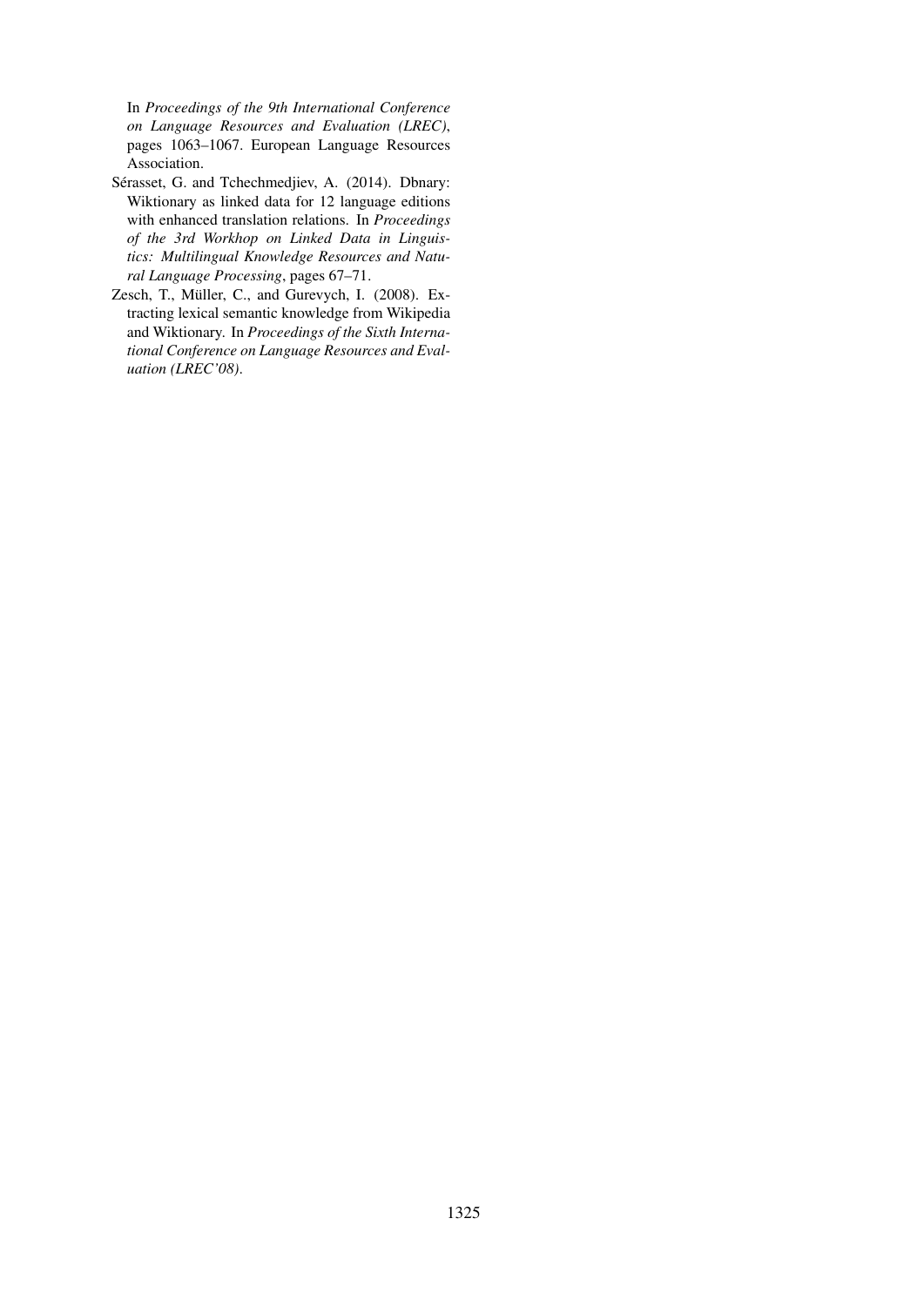In *Proceedings of the 9th International Conference on Language Resources and Evaluation (LREC)*, pages 1063–1067. European Language Resources Association.

Sérasset, G. and Tchechmedjiev, A. (2014). Dbnary: Wiktionary as linked data for 12 language editions with enhanced translation relations. In *Proceedings of the 3rd Workhop on Linked Data in Linguistics: Multilingual Knowledge Resources and Natural Language Processing*, pages 67–71.

Zesch, T., Müller, C., and Gurevych, I. (2008). Extracting lexical semantic knowledge from Wikipedia and Wiktionary. In *Proceedings of the Sixth International Conference on Language Resources and Evaluation (LREC'08)*.